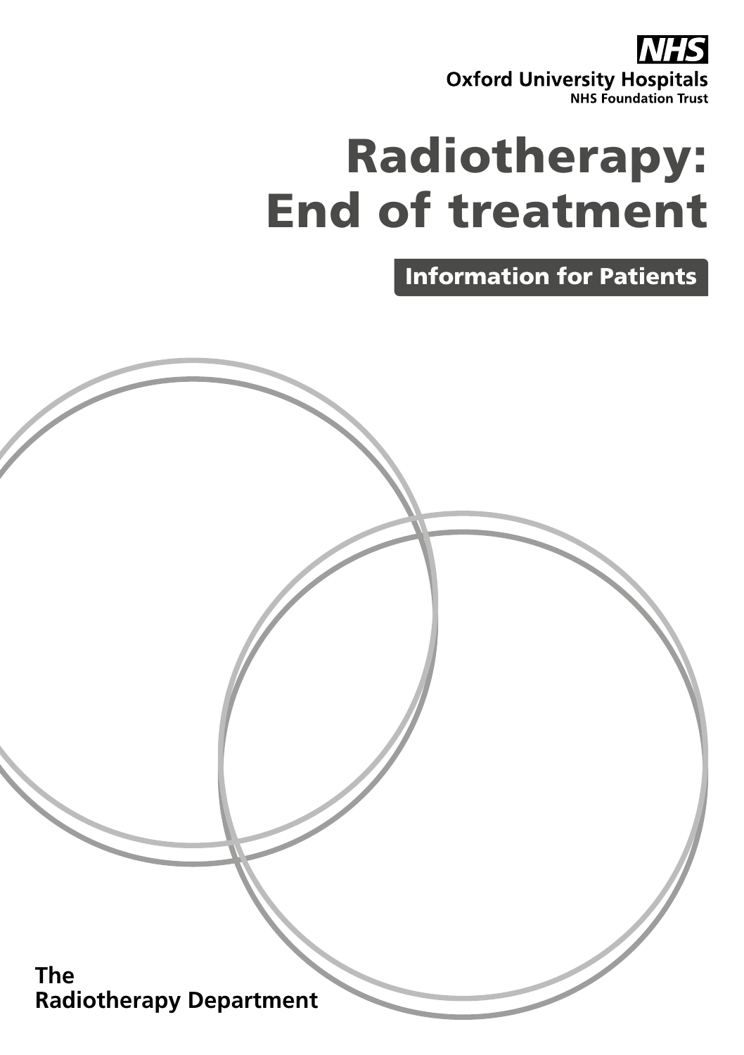NHS

Oxford University Hospitals
NHS Foundation Trust

# Radiotherapy: End of treatment

## Information for Patients

**The Radiotherapy Department**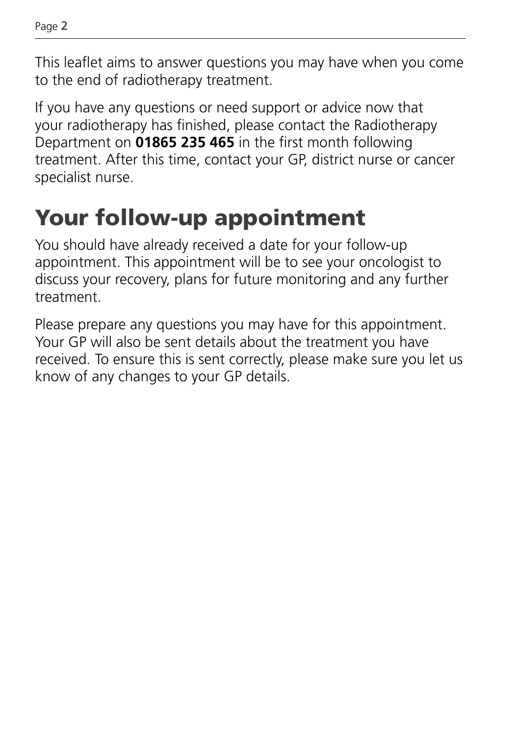This leaflet aims to answer questions you may have when you come to the end of radiotherapy treatment.

If you have any questions or need support or advice now that your radiotherapy has finished, please contact the Radiotherapy Department on **01865 235 465** in the first month following treatment. After this time, contact your GP, district nurse or cancer specialist nurse.

# Your follow-up appointment

You should have already received a date for your follow-up appointment. This appointment will be to see your oncologist to discuss your recovery, plans for future monitoring and any further treatment.

Please prepare any questions you may have for this appointment. Your GP will also be sent details about the treatment you have received. To ensure this is sent correctly, please make sure you let us know of any changes to your GP details.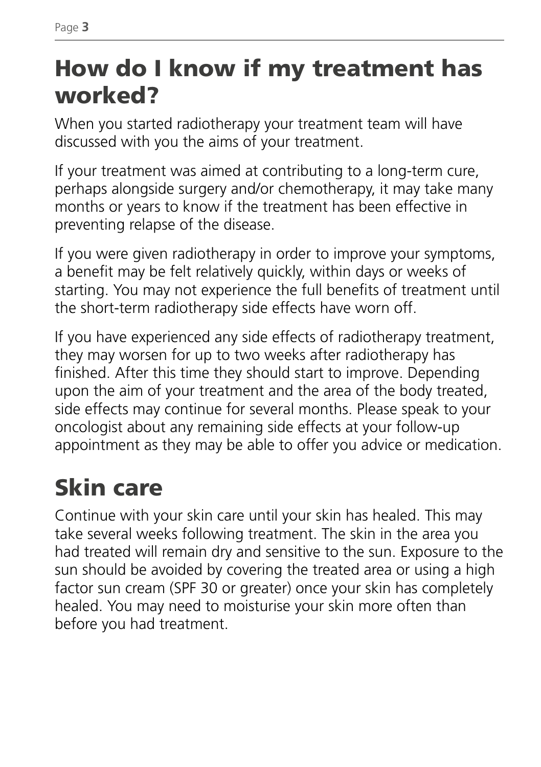## How do I know if my treatment has worked?

When you started radiotherapy your treatment team will have discussed with you the aims of your treatment.

If your treatment was aimed at contributing to a long-term cure, perhaps alongside surgery and/or chemotherapy, it may take many months or years to know if the treatment has been effective in preventing relapse of the disease.

If you were given radiotherapy in order to improve your symptoms, a benefit may be felt relatively quickly, within days or weeks of starting. You may not experience the full benefits of treatment until the short-term radiotherapy side effects have worn off.

If you have experienced any side effects of radiotherapy treatment, they may worsen for up to two weeks after radiotherapy has finished. After this time they should start to improve. Depending upon the aim of your treatment and the area of the body treated, side effects may continue for several months. Please speak to your oncologist about any remaining side effects at your follow-up appointment as they may be able to offer you advice or medication.

## Skin care

Continue with your skin care until your skin has healed. This may take several weeks following treatment. The skin in the area you had treated will remain dry and sensitive to the sun. Exposure to the sun should be avoided by covering the treated area or using a high factor sun cream (SPF 30 or greater) once your skin has completely healed. You may need to moisturise your skin more often than before you had treatment.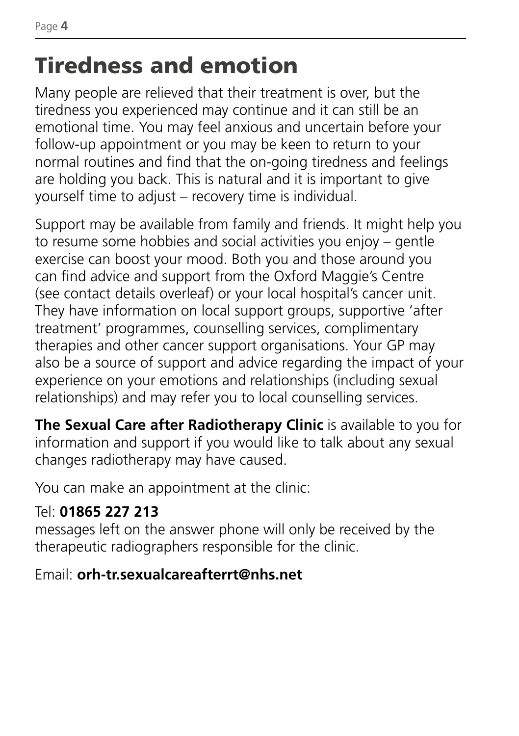# Tiredness and emotion

Many people are relieved that their treatment is over, but the tiredness you experienced may continue and it can still be an emotional time. You may feel anxious and uncertain before your follow-up appointment or you may be keen to return to your normal routines and find that the on-going tiredness and feelings are holding you back. This is natural and it is important to give yourself time to adjust – recovery time is individual.

Support may be available from family and friends. It might help you to resume some hobbies and social activities you enjoy – gentle exercise can boost your mood. Both you and those around you can find advice and support from the Oxford Maggie's Centre (see contact details overleaf) or your local hospital's cancer unit. They have information on local support groups, supportive 'after treatment' programmes, counselling services, complimentary therapies and other cancer support organisations. Your GP may also be a source of support and advice regarding the impact of your experience on your emotions and relationships (including sexual relationships) and may refer you to local counselling services.

**The Sexual Care after Radiotherapy Clinic** is available to you for information and support if you would like to talk about any sexual changes radiotherapy may have caused.

You can make an appointment at the clinic:

Tel: **01865 227 213**
messages left on the answer phone will only be received by the therapeutic radiographers responsible for the clinic.

Email: **orh-tr.sexualcareafterrt@nhs.net**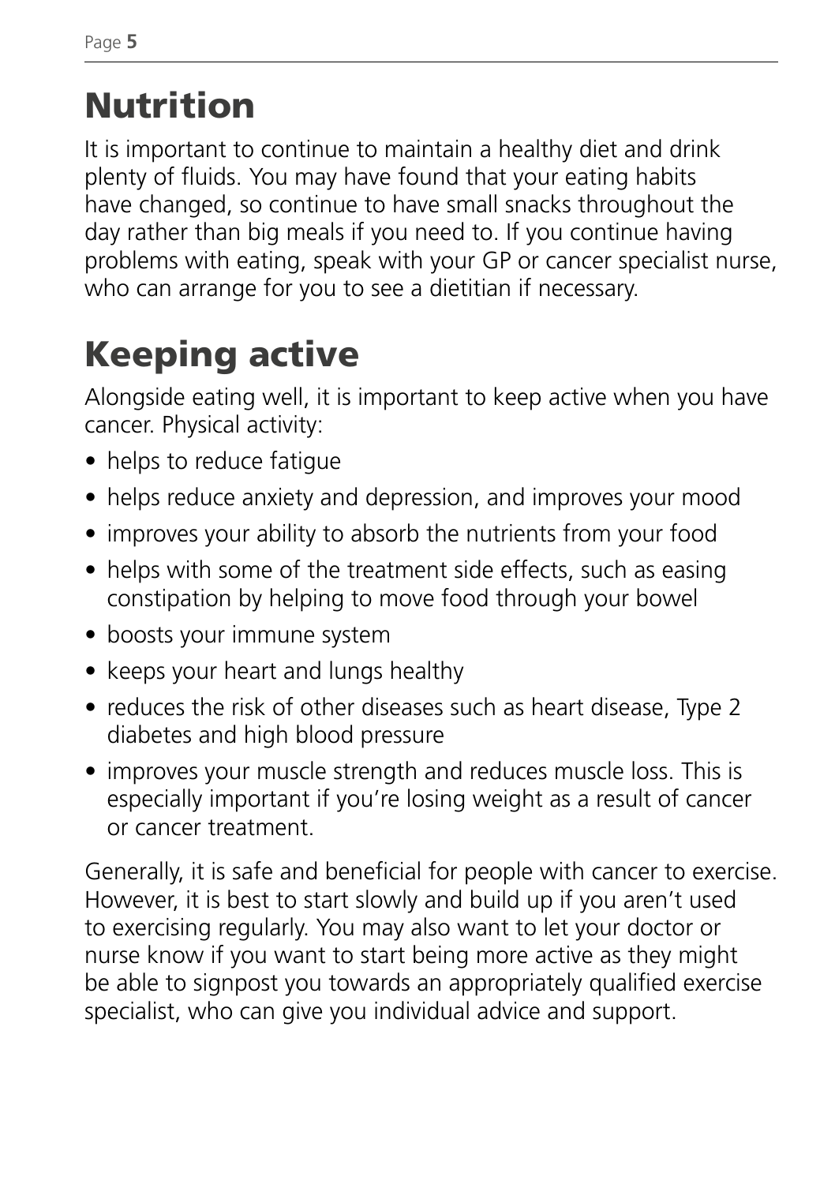# Nutrition

It is important to continue to maintain a healthy diet and drink plenty of fluids. You may have found that your eating habits have changed, so continue to have small snacks throughout the day rather than big meals if you need to. If you continue having problems with eating, speak with your GP or cancer specialist nurse, who can arrange for you to see a dietitian if necessary.

# Keeping active

Alongside eating well, it is important to keep active when you have cancer. Physical activity:

- helps to reduce fatigue
- helps reduce anxiety and depression, and improves your mood
- improves your ability to absorb the nutrients from your food
- helps with some of the treatment side effects, such as easing constipation by helping to move food through your bowel
- boosts your immune system
- keeps your heart and lungs healthy
- reduces the risk of other diseases such as heart disease, Type 2 diabetes and high blood pressure
- improves your muscle strength and reduces muscle loss. This is especially important if you're losing weight as a result of cancer or cancer treatment.

Generally, it is safe and beneficial for people with cancer to exercise. However, it is best to start slowly and build up if you aren't used to exercising regularly. You may also want to let your doctor or nurse know if you want to start being more active as they might be able to signpost you towards an appropriately qualified exercise specialist, who can give you individual advice and support.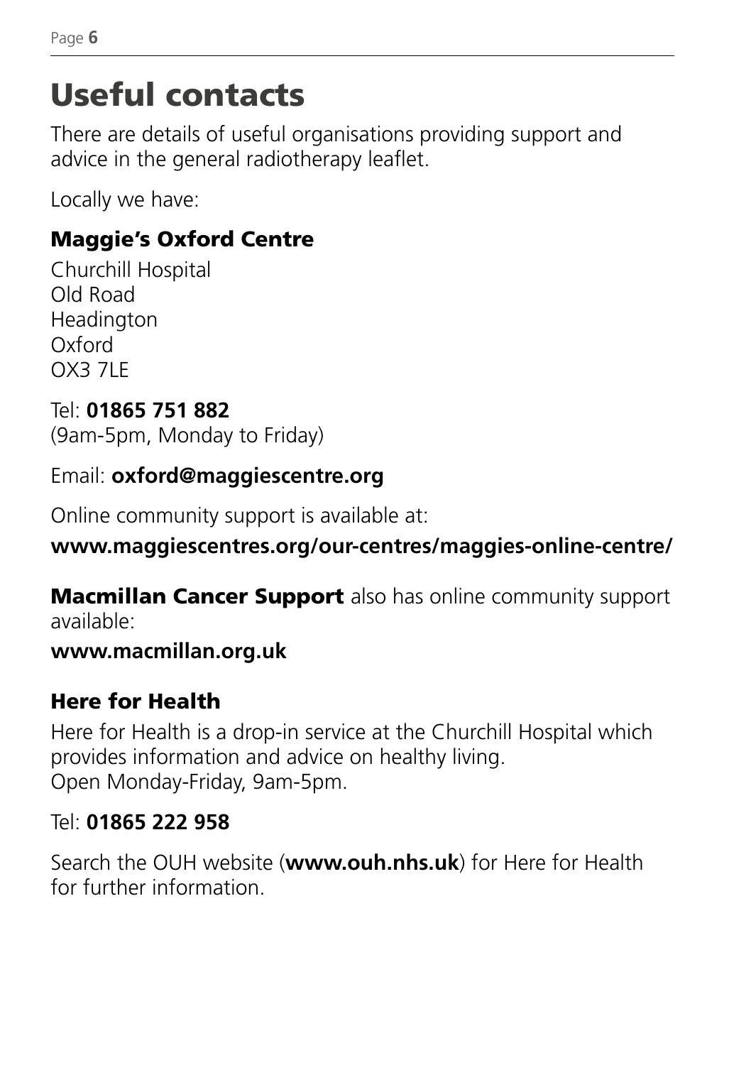# Useful contacts

There are details of useful organisations providing support and advice in the general radiotherapy leaflet.

Locally we have:

## Maggie's Oxford Centre

Churchill Hospital
Old Road
Headington
Oxford
OX3 7LE

Tel: **01865 751 882**
(9am-5pm, Monday to Friday)

Email: **oxford@maggiescentre.org**

Online community support is available at:

**www.maggiescentres.org/our-centres/maggies-online-centre/**

**Macmillan Cancer Support** also has online community support available:

**www.macmillan.org.uk**

## Here for Health

Here for Health is a drop-in service at the Churchill Hospital which provides information and advice on healthy living.
Open Monday-Friday, 9am-5pm.

Tel: **01865 222 958**

Search the OUH website (**www.ouh.nhs.uk**) for Here for Health for further information.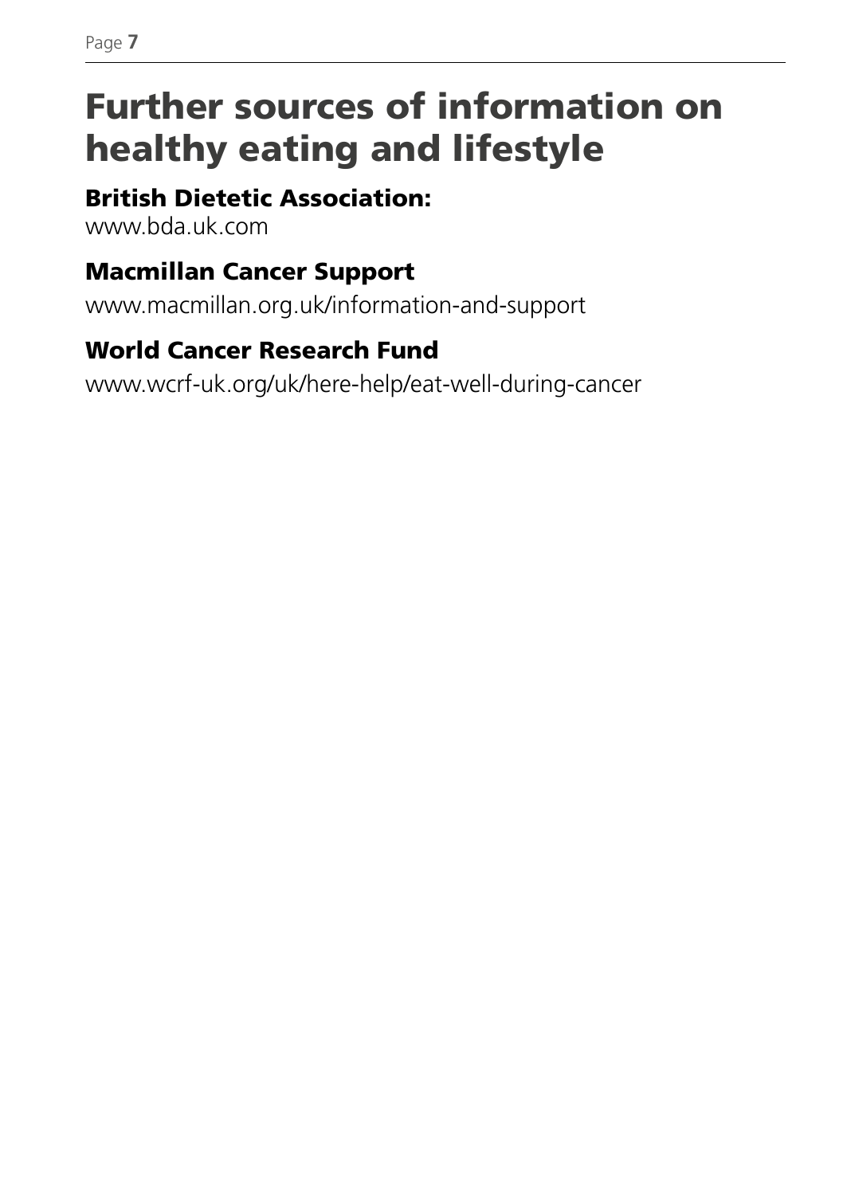# Further sources of information on healthy eating and lifestyle

### British Dietetic Association:

www.bda.uk.com

### Macmillan Cancer Support

www.macmillan.org.uk/information-and-support

### World Cancer Research Fund

www.wcrf-uk.org/uk/here-help/eat-well-during-cancer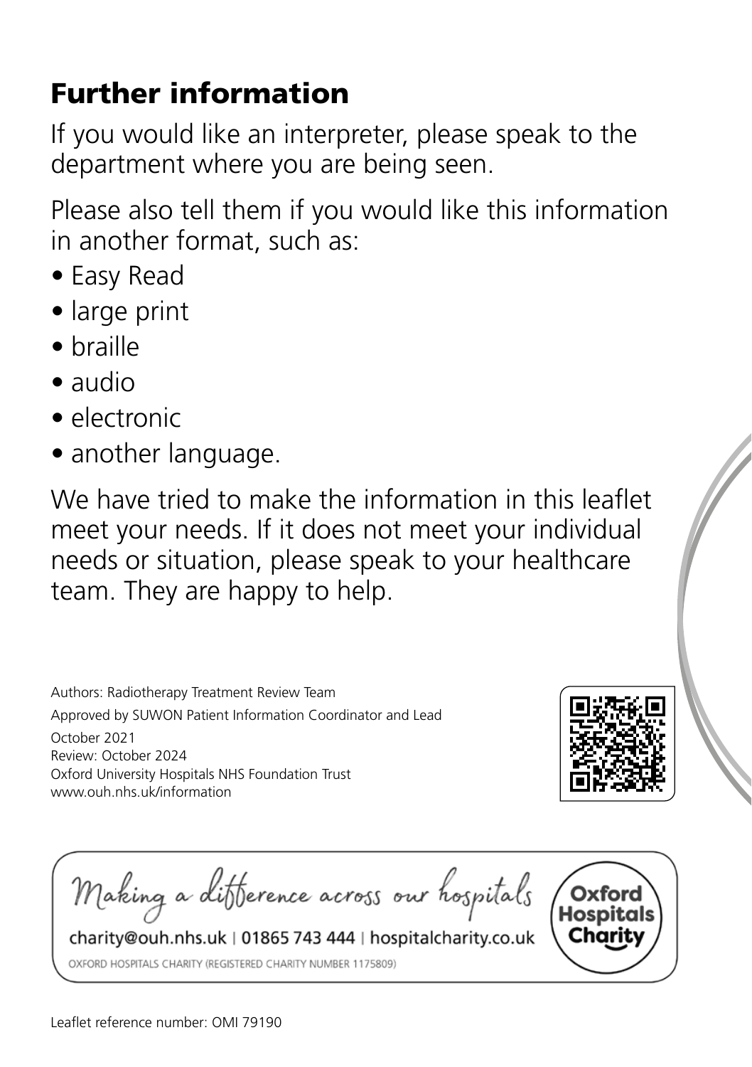## Further information

If you would like an interpreter, please speak to the department where you are being seen.

Please also tell them if you would like this information in another format, such as:

- Easy Read
- large print
- braille
- audio
- electronic
- another language.

We have tried to make the information in this leaflet meet your needs. If it does not meet your individual needs or situation, please speak to your healthcare team. They are happy to help.

Authors: Radiotherapy Treatment Review Team

Approved by SUWON Patient Information Coordinator and Lead

October 2021
Review: October 2024
Oxford University Hospitals NHS Foundation Trust
www.ouh.nhs.uk/information

Making a difference across our hospitals

charity@ouh.nhs.uk | 01865 743 444 | hospitalcharity.co.uk

Oxford Hospitals Charity

OXFORD HOSPITALS CHARITY (REGISTERED CHARITY NUMBER 1175809)

Leaflet reference number: OMI 79190